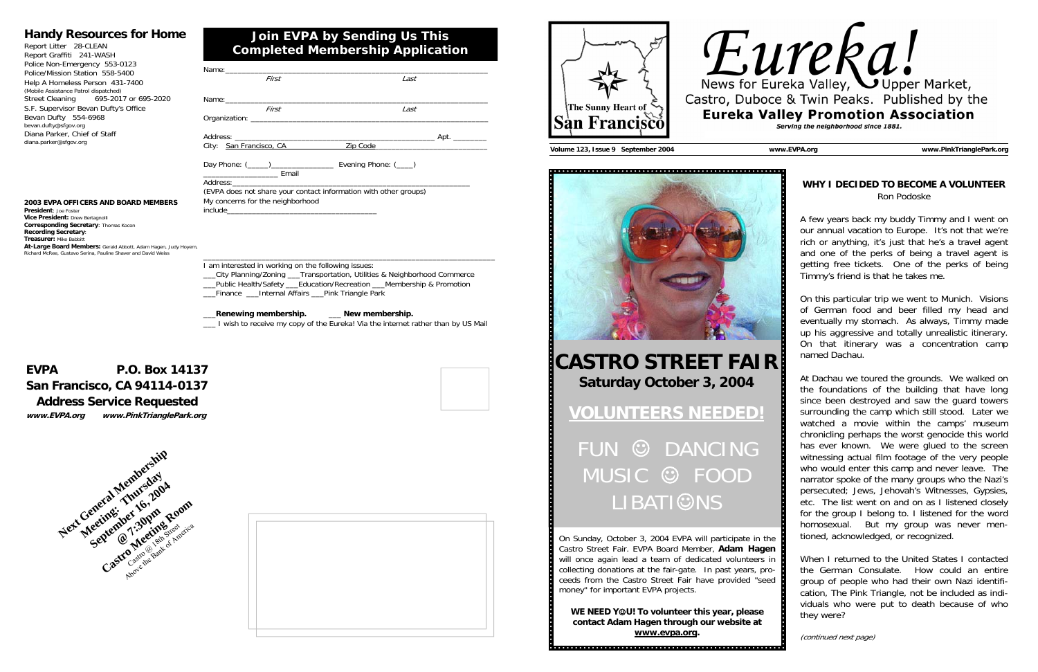## Handy Resources for Home

Report Litter 28-CLEAN
Report Graffiti 241-WASH
Police Non-Emergency 553-0123
Police/Mission Station 558-5400
Help A Homeless Person 431-7400
(Mobile Assistance Patrol dispatched)
Street Cleaning 695-2017 or 695-2020
S.F. Supervisor Bevan Dufty's Office
Bevan Dufty 554-6968
bevan.dufty@sfgov.org
Diana Parker, Chief of Staff
diana.parker@sfgov.org

**2003 EVPA OFFICERS AND BOARD MEMBERS**

**President**: Joe Foster
**Vice President:** Drew Bertagnolli
**Corresponding Secretary**: Thomas Kocon
**Recording Secretary**:
**Treasurer:** Mike Babbitt
**At-Large Board Members:** Gerald Abbott, Adam Hagen, Judy Hoyem, Richard McRee, Gustavo Serina, Pauline Shaver and David Weiss

## Join EVPA by Sending Us This Completed Membership Application

Name:______________________________________________
*First* *Last*

Name:______________________________________________
*First* *Last*

Organization: _______________________________________

Address: ___________________________________ Apt. ________

City: San Francisco, CA Zip Code ____________________

Day Phone: (_____)______________ Evening Phone: (____)

______________ Email Address:______________________________

(EVPA does not share your contact information with other groups)

My concerns for the neighborhood include_______________________________

I am interested in working on the following issues:

___City Planning/Zoning ___Transportation, Utilities & Neighborhood Commerce
___Public Health/Safety ___Education/Recreation ___Membership & Promotion
___Finance ___Internal Affairs ___Pink Triangle Park

___**Renewing membership.** ___ **New membership.**

___ I wish to receive my copy of the Eureka! Via the internet rather than by US Mail

**EVPA P.O. Box 14137**
**San Francisco, CA 94114-0137**
**Address Service Requested**

***www.EVPA.org www.PinkTrianglePark.org***

Next General Membership Meeting: Thursday September 16, 2004 @ 7:30pm Castro Meeting Room
Castro @ 18th Street Above the Bank of America

The Sunny Heart of San Francisco

# Eureka!

News for Eureka Valley, Upper Market, Castro, Duboce & Twin Peaks. Published by the

**Eureka Valley Promotion Association**

***Serving the neighborhood since 1881.***

**Volume 123, Issue 9 September 2004** **www.EVPA.org** **www.PinkTrianglePark.org**

# CASTRO STREET FAIR

## Saturday October 3, 2004

## VOLUNTEERS NEEDED!

FUN ☺ DANCING MUSIC ☺ FOOD LIBATI☺NS

On Sunday, October 3, 2004 EVPA will participate in the Castro Street Fair. EVPA Board Member, **Adam Hagen** will once again lead a team of dedicated volunteers in collecting donations at the fair-gate. In past years, proceeds from the Castro Street Fair have provided "seed money" for important EVPA projects.

**WE NEED Y☺U! To volunteer this year, please contact Adam Hagen through our website at www.evpa.org.**

### WHY I DECIDED TO BECOME A VOLUNTEER

Ron Podoske

A few years back my buddy Timmy and I went on our annual vacation to Europe. It's not that we're rich or anything, it's just that he's a travel agent and one of the perks of being a travel agent is getting free tickets. One of the perks of being Timmy's friend is that he takes me.

On this particular trip we went to Munich. Visions of German food and beer filled my head and eventually my stomach. As always, Timmy made up his aggressive and totally unrealistic itinerary. On that itinerary was a concentration camp named Dachau.

At Dachau we toured the grounds. We walked on the foundations of the building that have long since been destroyed and saw the guard towers surrounding the camp which still stood. Later we watched a movie within the camps' museum chronicling perhaps the worst genocide this world has ever known. We were glued to the screen witnessing actual film footage of the very people who would enter this camp and never leave. The narrator spoke of the many groups who the Nazi's persecuted; Jews, Jehovah's Witnesses, Gypsies, etc. The list went on and on as I listened closely for the group I belong to. I listened for the word homosexual. But my group was never mentioned, acknowledged, or recognized.

When I returned to the United States I contacted the German Consulate. How could an entire group of people who had their own Nazi identification, The Pink Triangle, not be included as individuals who were put to death because of who they were?

*(continued next page)*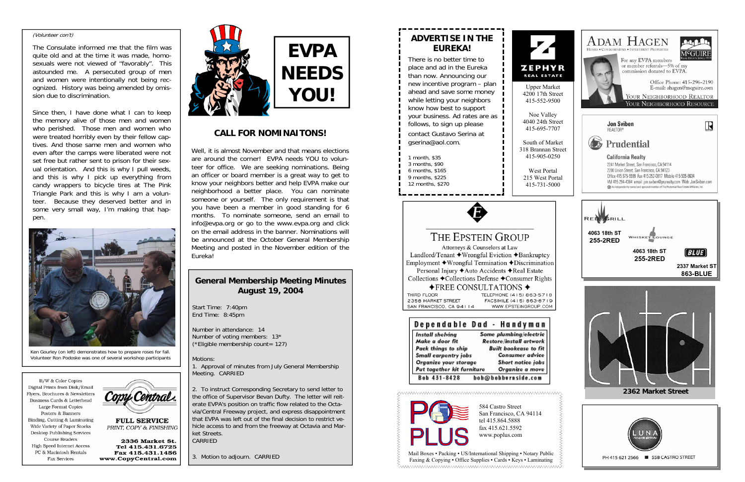*(Volunteer con't)*

The Consulate informed me that the film was quite old and at the time it was made, homosexuals were not viewed of "favorably". This astounded me. A persecuted group of men and women were intentionally not being recognized. History was being amended by omission due to discrimination.

Since then, I have done what I can to keep the memory alive of those men and women who perished. Those men and women who were treated horribly even by their fellow captives. And those same men and women who even after the camps were liberated were not set free but rather sent to prison for their sexual orientation. And this is why I pull weeds, and this is why I pick up everything from candy wrappers to bicycle tires at The Pink Triangle Park and this is why I am a volunteer. Because they deserved better and in some very small way, I'm making that happen.

Ken Gourley (on left) demonstrates how to prepare roses for fall. Volunteer Ron Podoske was one of several workshop participants

B/W & Color Copies
Digital Prints from Disk/Email
Flyers, Brochures & Newsletters
Business Cards & Letterhead
Large Format Copies
Posters & Banners
Binding, Cutting & Laminating
Wide Variety of Paper Stocks
Desktop Publishing Services
Course Readers
High Speed Internet Access
PC & Macintosh Rentals
Fax Services

Copy Central.
**FULL SERVICE**
*PRINT, COPY & FINISHING*
**2336 Market St.**
**Tel 415.431.6725**
**Fax 415.431.1456**
**www.CopyCentral.com**

# EVPA NEEDS YOU!

## CALL FOR NOMINAITONS!

Well, it is almost November and that means elections are around the corner! EVPA needs YOU to volunteer for office. We are seeking nominations. Being an officer or board member is a great way to get to know your neighbors better and help EVPA make our neighborhood a better place. You can nominate someone or yourself. The only requirement is that you have been a member in good standing for 6 months. To nominate someone, send an email to info@evpa.org or go to the www.evpa.org and click on the email address in the banner. Nominations will be announced at the October General Membership Meeting and posted in the November edition of the Eureka!

## General Membership Meeting Minutes August 19, 2004

Start Time: 7:40pm
End Time: 8:45pm

Number in attendance: 14
Number of voting members: 13*
(*Eligible membership count= 127)

Motions:
1. Approval of minutes from July General Membership Meeting. CARRIED

2. To instruct Corresponding Secretary to send letter to the office of Supervisor Bevan Dufty. The letter will reiterate EVPA's position on traffic flow related to the Octavia/Central Freeway project, and express disappointment that EVPA was left out of the final decision to restrict vehicle access to and from the freeway at Octavia and Market Streets.
CARRIED

3. Motion to adjourn. CARRIED

## ADVERTISE IN THE EUREKA!

There is no better time to place and ad in the Eureka than now. Announcing our new incentive program – plan ahead and save some money while letting your neighbors know how best to support your business. Ad rates are as follows, to sign up please contact Gustavo Serina at gserina@aol.com.

1 month, $35
3 months, $90
6 months, $165
9 months, $225
12 months, $270

**ZEPHYR REAL ESTATE**

Upper Market
4200 17th Street
415-552-9500

Noe Valley
4040 24th Street
415-695-7707

South of Market
318 Brannan Street
415-905-0250

West Portal
215 West Portal
415-731-5000

**ADAM HAGEN**
HOMES • CONDOMINIUMS • INVESTMENT PROPERTIES
McGUIRE REAL ESTATE SINCE 1919
For any EVPA members or member referrals—5% of my commission donated to EVPA.
Office Phone: 415-296-2190
E-mail: ahagen@mcguire.com
YOUR NEIGHBORHOOD REALTOR
YOUR NEIGHBORHOOD RESOURCE

**Jon Sviben**
REALTOR®
**Prudential**
**California Realty**
2241 Market Street, San Francisco, CA 94114
2200 Union Street, San Francisco, CA 94123
Office 415 575-5599 Fax 415 252-0817 Mobile 415 505-8634
VM 415 294-4384 email: jon.sviben@prurealty.com Web: JonSviben.com
An independently owned and operated member of The Prudential Real Estate Affiliates, Inc.

**THE EPSTEIN GROUP**
Attorneys & Counselors at Law
Landlord/Tenant ✦Wrongful Eviction ✦Bankruptcy
Employment ✦Wrongful Termination ✦Discrimination
Personal Injury ✦Auto Accidents ✦Real Estate
Collections ✦Collections Defense ✦Consumer Rights
✦FREE CONSULTATIONS ✦
THIRD FLOOR
2358 MARKET STREET
SAN FRANCISCO, CA 94114
TELEPHONE (415) 863-5718
FACSIMILE (415) 863-8719
WWW.EPSTEINGROUP.COM

**Dependable Dad - Handyman**

| | |
|---|---|
| Install shelving | Some plumbing/electric |
| Make a door fit | Restore/install artwork |
| Pack things to ship | Built bookcase to fit |
| Small carpentry jobs | Consumer advice |
| Organize your storage | Short notice jobs |
| Put together kit furniture | Organize a move |

Bob 431-8428 bob@bobburnside.com

**PO PLUS**
584 Castro Street
San Francisco, CA 94114
tel 415.864.5888
fax 415.621.5592
www.poplus.com
Mail Boxes • Packing • US/International Shipping • Notary Public
Faxing & Copying • Office Supplies • Cards • Keys • Laminating

RED GRILL
4063 18th ST
255-2RED
WHISKEY LOUNGE
4063 18th ST
255-2RED
BLUE
2337 Market ST
863-BLUE

CATCH
2362 Market Street

LUNA
PH 415 621 2566 ■ 558 CASTRO STREET